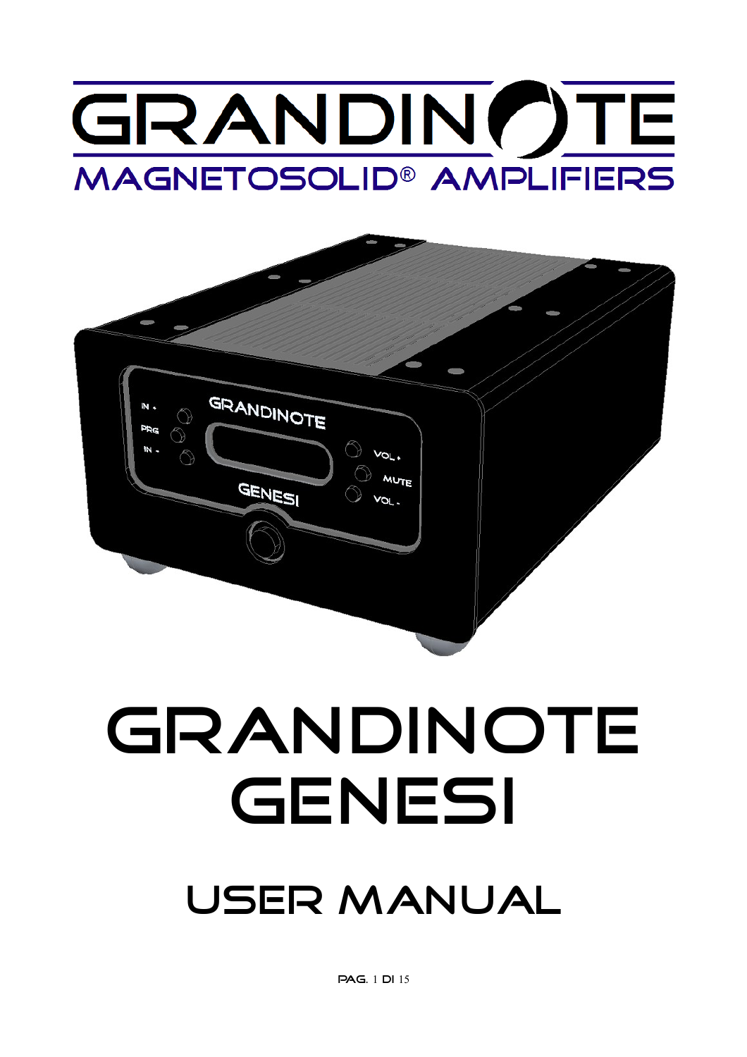# GRANDINOTE

MAGNETOSOLID® AMPLIFIERS

# GRANDINOTE GENESI

## USER MANUAL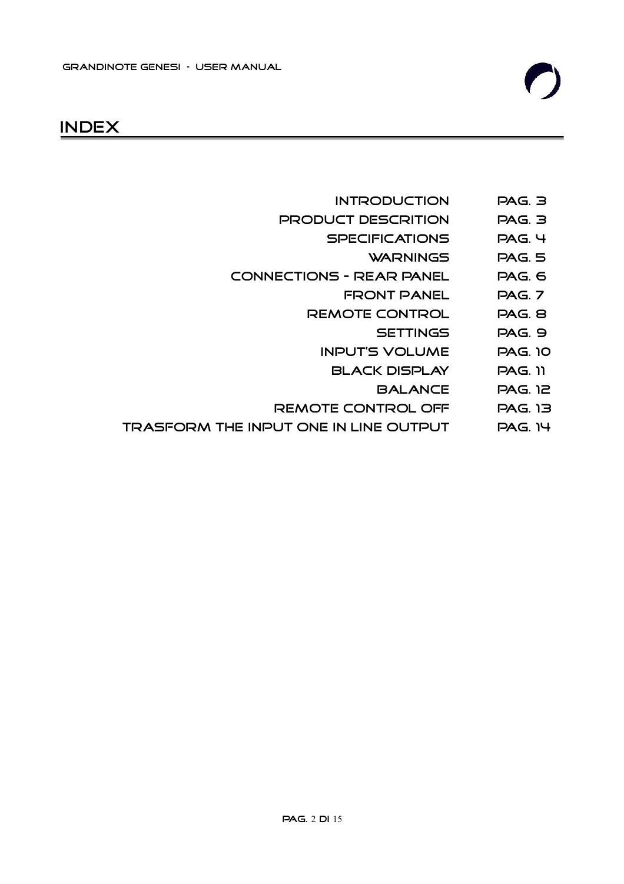# INDEX

| | |
|---|---|
| INTRODUCTION | PAG. 3 |
| PRODUCT DESCRITION | PAG. 3 |
| SPECIFICATIONS | PAG. 4 |
| WARNINGS | PAG. 5 |
| CONNECTIONS - REAR PANEL | PAG. 6 |
| FRONT PANEL | PAG. 7 |
| REMOTE CONTROL | PAG. 8 |
| SETTINGS | PAG. 9 |
| INPUT'S VOLUME | PAG. 10 |
| BLACK DISPLAY | PAG. 11 |
| BALANCE | PAG. 12 |
| REMOTE CONTROL OFF | PAG. 13 |
| TRASFORM THE INPUT ONE IN LINE OUTPUT | PAG. 14 |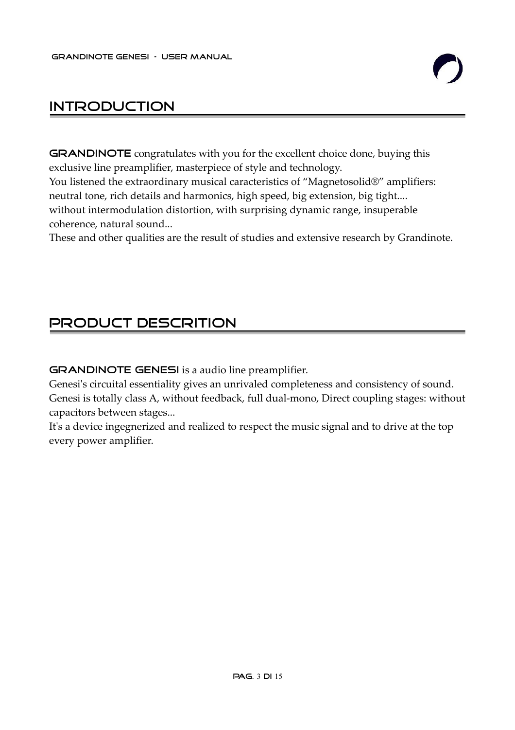## INTRODUCTION

**GRANDINOTE** congratulates with you for the excellent choice done, buying this exclusive line preamplifier, masterpiece of style and technology.
You listened the extraordinary musical caracteristics of “Magnetosolid®” amplifiers: neutral tone, rich details and harmonics, high speed, big extension, big tight.... without intermodulation distortion, with surprising dynamic range, insuperable coherence, natural sound...
These and other qualities are the result of studies and extensive research by Grandinote.

## PRODUCT DESCRITION

**GRANDINOTE GENESI** is a audio line preamplifier.
Genesi's circuital essentiality gives an unrivaled completeness and consistency of sound.
Genesi is totally class A, without feedback, full dual-mono, Direct coupling stages: without capacitors between stages...
It's a device ingegnerized and realized to respect the music signal and to drive at the top every power amplifier.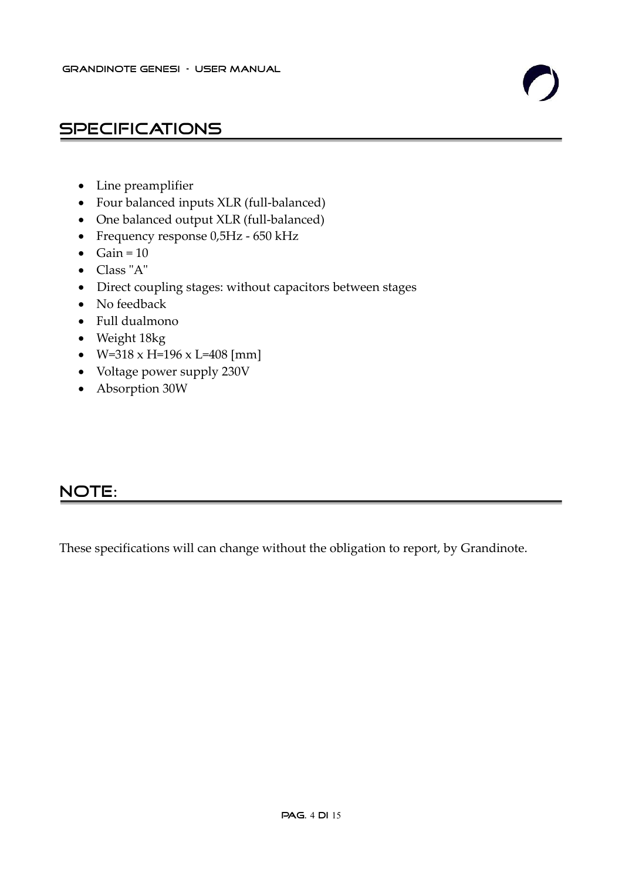## SPECIFICATIONS

- Line preamplifier
- Four balanced inputs XLR (full-balanced)
- One balanced output XLR (full-balanced)
- Frequency response 0,5Hz - 650 kHz
- Gain = 10
- Class "A"
- Direct coupling stages: without capacitors between stages
- No feedback
- Full dualmono
- Weight 18kg
- W=318 x H=196 x L=408 [mm]
- Voltage power supply 230V
- Absorption 30W

## NOTE:

These specifications will can change without the obligation to report, by Grandinote.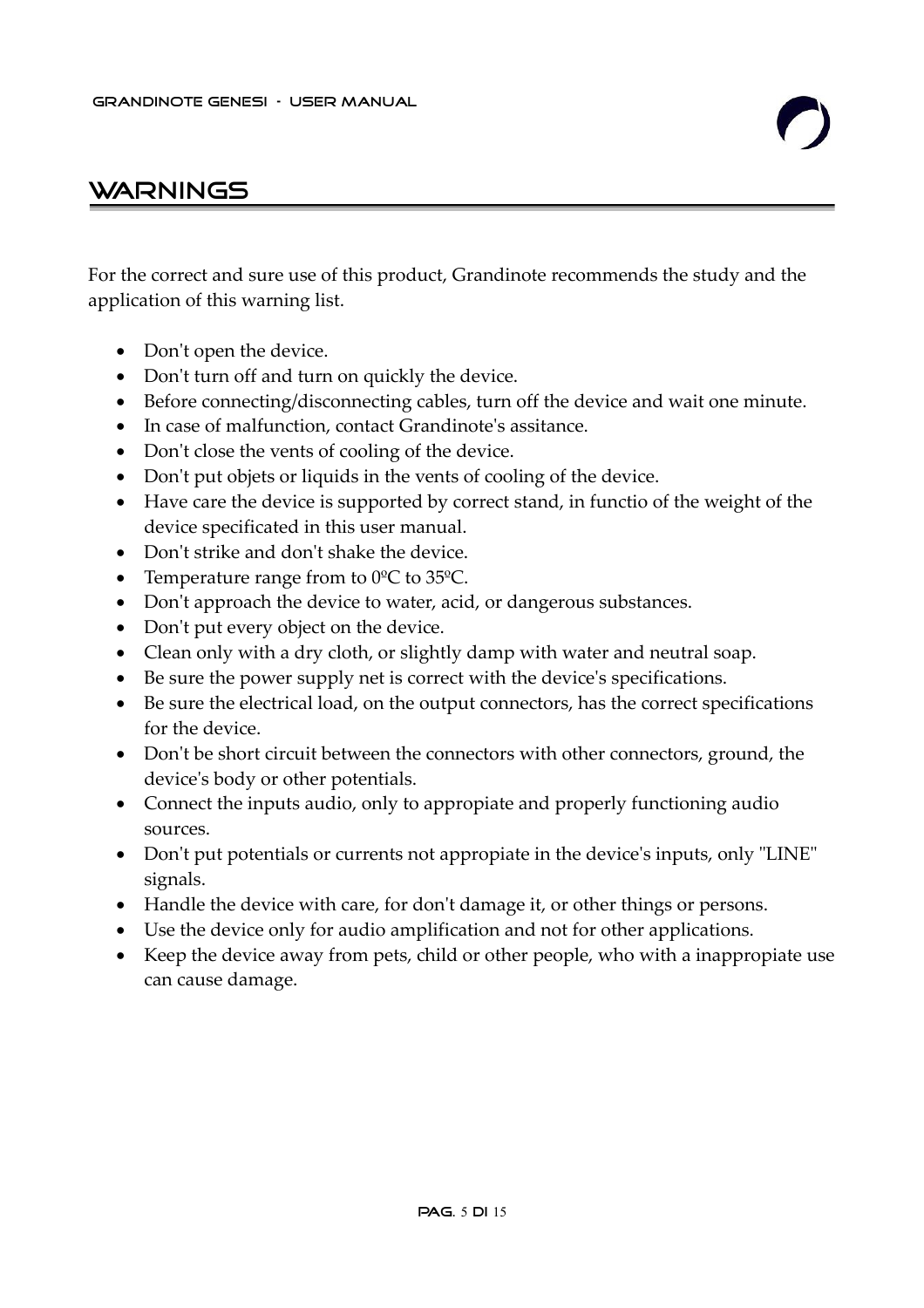# WARNINGS

For the correct and sure use of this product, Grandinote recommends the study and the application of this warning list.

- Don't open the device.
- Don't turn off and turn on quickly the device.
- Before connecting/disconnecting cables, turn off the device and wait one minute.
- In case of malfunction, contact Grandinote's assitance.
- Don't close the vents of cooling of the device.
- Don't put objets or liquids in the vents of cooling of the device.
- Have care the device is supported by correct stand, in functio of the weight of the device specificated in this user manual.
- Don't strike and don't shake the device.
- Temperature range from to 0ºC to 35ºC.
- Don't approach the device to water, acid, or dangerous substances.
- Don't put every object on the device.
- Clean only with a dry cloth, or slightly damp with water and neutral soap.
- Be sure the power supply net is correct with the device's specifications.
- Be sure the electrical load, on the output connectors, has the correct specifications for the device.
- Don't be short circuit between the connectors with other connectors, ground, the device's body or other potentials.
- Connect the inputs audio, only to appropiate and properly functioning audio sources.
- Don't put potentials or currents not appropiate in the device's inputs, only "LINE" signals.
- Handle the device with care, for don't damage it, or other things or persons.
- Use the device only for audio amplification and not for other applications.
- Keep the device away from pets, child or other people, who with a inappropiate use can cause damage.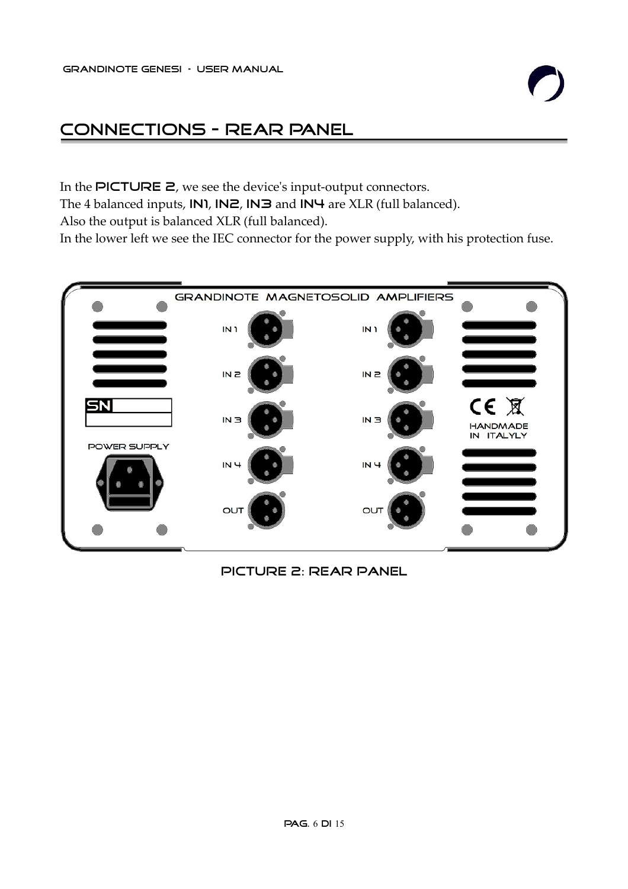# CONNECTIONS - REAR PANEL

In the **PICTURE 2**, we see the device's input-output connectors.
The 4 balanced inputs, **IN1**, **IN2**, **IN3** and **IN4** are XLR (full balanced).
Also the output is balanced XLR (full balanced).
In the lower left we see the IEC connector for the power supply, with his protection fuse.

PICTURE 2: REAR PANEL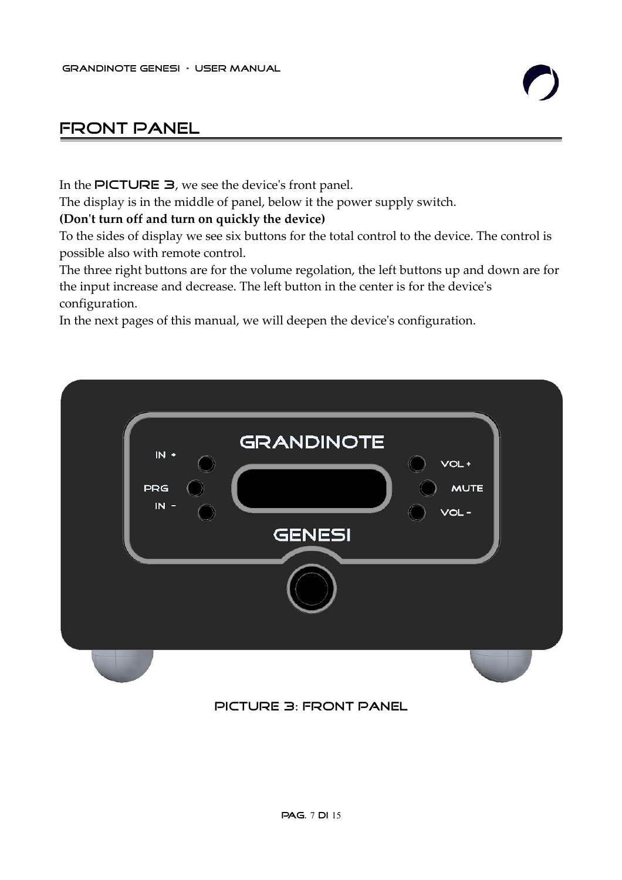# FRONT PANEL

In the **PICTURE 3**, we see the device's front panel.
The display is in the middle of panel, below it the power supply switch.
**(Don't turn off and turn on quickly the device)**
To the sides of display we see six buttons for the total control to the device. The control is possible also with remote control.
The three right buttons are for the volume regolation, the left buttons up and down are for the input increase and decrease. The left button in the center is for the device's configuration.
In the next pages of this manual, we will deepen the device's configuration.

PICTURE 3: FRONT PANEL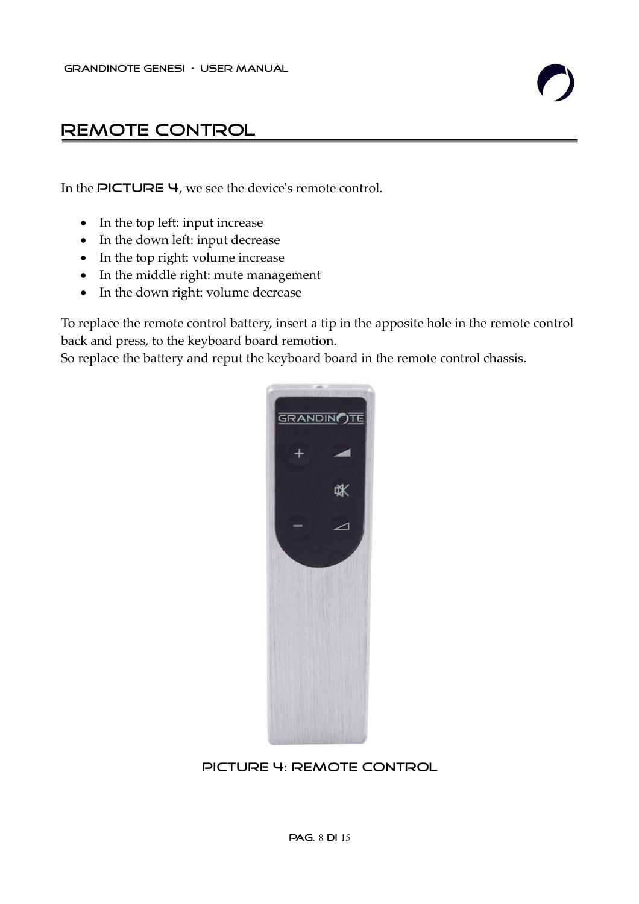# REMOTE CONTROL

In the **PICTURE 4**, we see the device's remote control.

- In the top left: input increase
- In the down left: input decrease
- In the top right: volume increase
- In the middle right: mute management
- In the down right: volume decrease

To replace the remote control battery, insert a tip in the apposite hole in the remote control back and press, to the keyboard board remotion.
So replace the battery and reput the keyboard board in the remote control chassis.

PICTURE 4: REMOTE CONTROL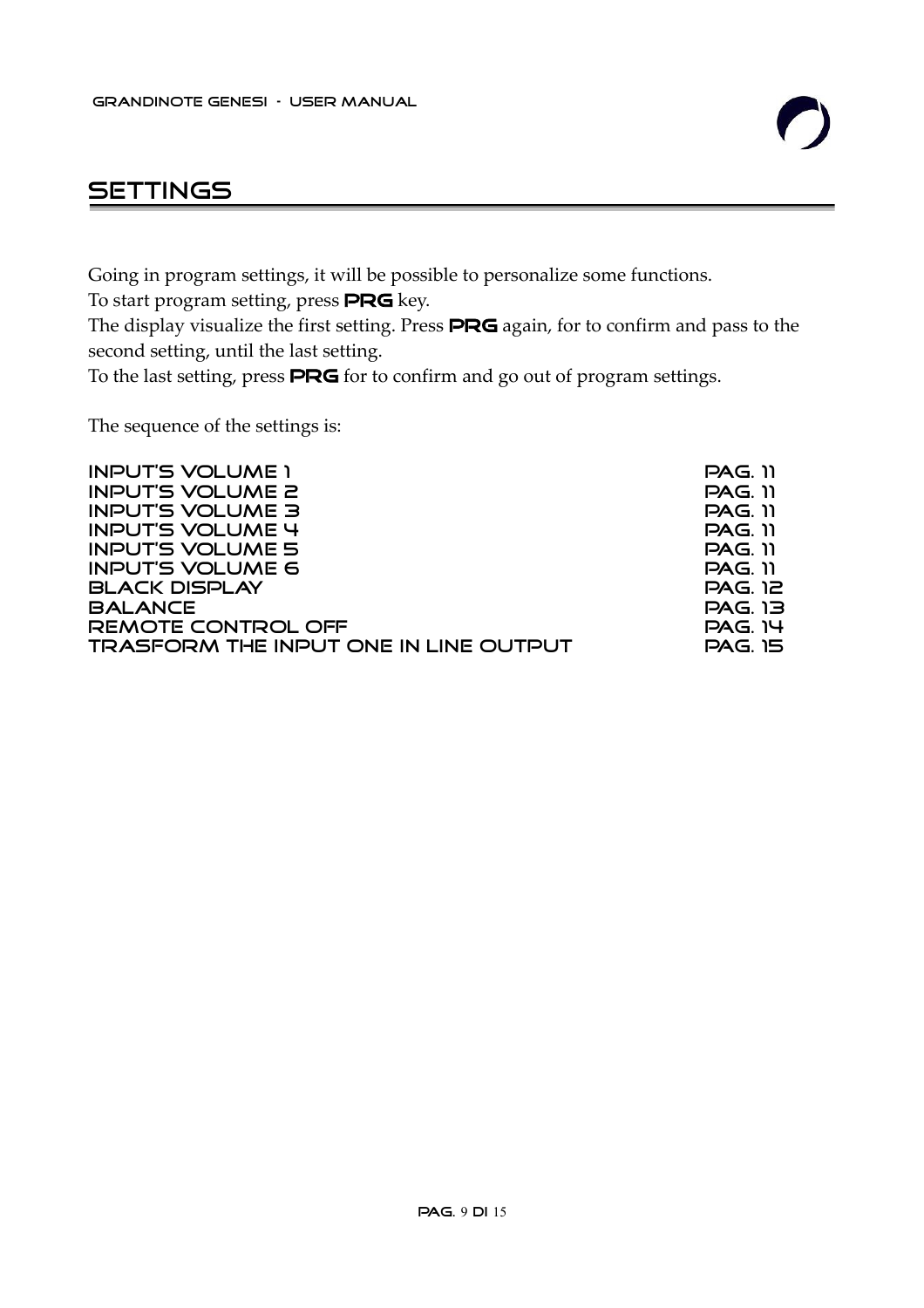# SETTINGS

Going in program settings, it will be possible to personalize some functions.
To start program setting, press **PRG** key.
The display visualize the first setting. Press **PRG** again, for to confirm and pass to the second setting, until the last setting.
To the last setting, press **PRG** for to confirm and go out of program settings.

The sequence of the settings is:

| | |
|---|---|
| INPUT'S VOLUME 1 | PAG. 11 |
| INPUT'S VOLUME 2 | PAG. 11 |
| INPUT'S VOLUME 3 | PAG. 11 |
| INPUT'S VOLUME 4 | PAG. 11 |
| INPUT'S VOLUME 5 | PAG. 11 |
| INPUT'S VOLUME 6 | PAG. 11 |
| BLACK DISPLAY | PAG. 12 |
| BALANCE | PAG. 13 |
| REMOTE CONTROL OFF | PAG. 14 |
| TRASFORM THE INPUT ONE IN LINE OUTPUT | PAG. 15 |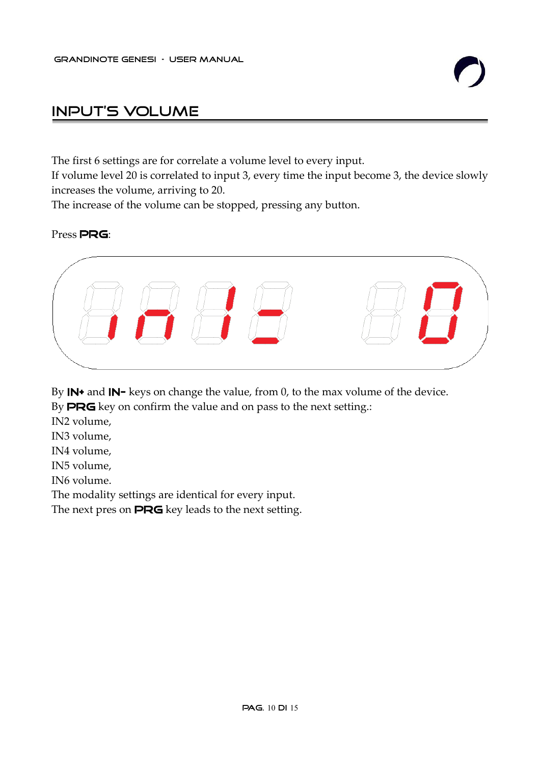# INPUT'S VOLUME

The first 6 settings are for correlate a volume level to every input.
If volume level 20 is correlated to input 3, every time the input become 3, the device slowly increases the volume, arriving to 20.
The increase of the volume can be stopped, pressing any button.

Press **PRG**:

```
in1-  0
```

By **IN+** and **IN-** keys on change the value, from 0, to the max volume of the device.
By **PRG** key on confirm the value and on pass to the next setting.:
IN2 volume,
IN3 volume,
IN4 volume,
IN5 volume,
IN6 volume.
The modality settings are identical for every input.
The next pres on **PRG** key leads to the next setting.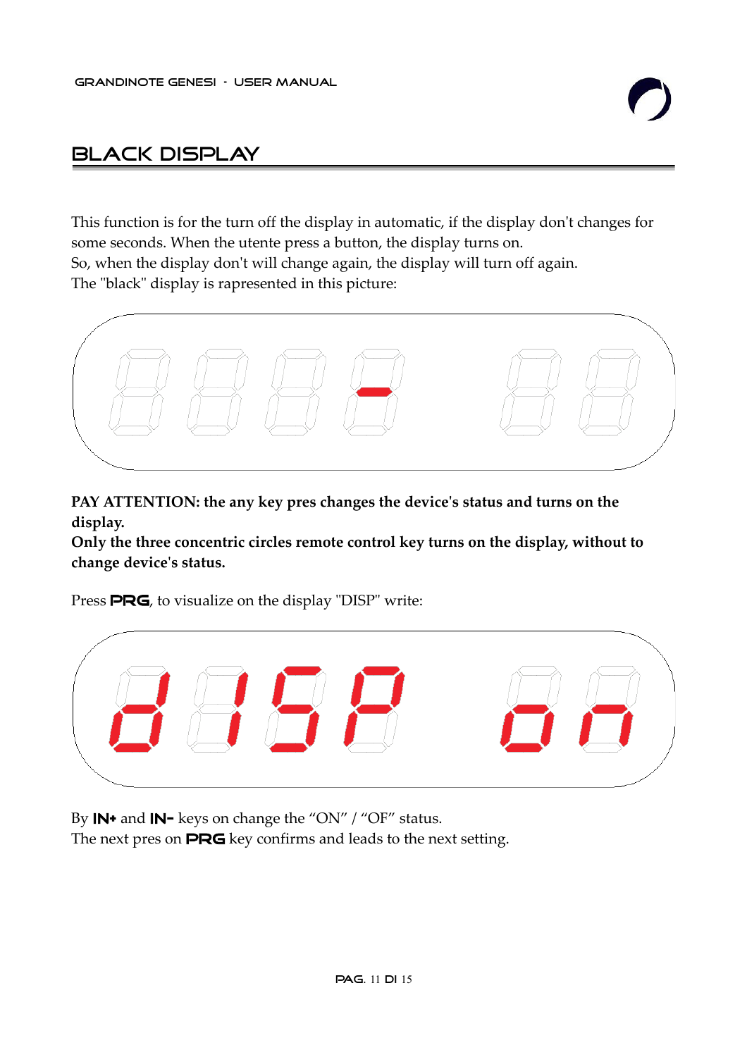# BLACK DISPLAY

This function is for the turn off the display in automatic, if the display don't changes for some seconds. When the utente press a button, the display turns on.
So, when the display don't will change again, the display will turn off again.
The "black" display is rapresented in this picture:

**PAY ATTENTION: the any key pres changes the device's status and turns on the display.**
**Only the three concentric circles remote control key turns on the display, without to change device's status.**

Press **PRG**, to visualize on the display "DISP" write:

By **IN+** and **IN-** keys on change the "ON" / "OF" status.
The next pres on **PRG** key confirms and leads to the next setting.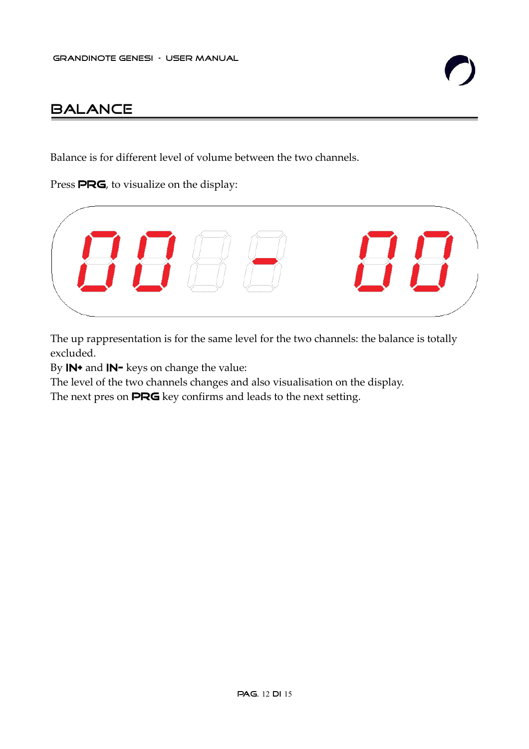# BALANCE

Balance is for different level of volume between the two channels.

Press **PRG**, to visualize on the display:

The up rappresentation is for the same level for the two channels: the balance is totally excluded.

By **IN+** and **IN-** keys on change the value:

The level of the two channels changes and also visualisation on the display.

The next pres on **PRG** key confirms and leads to the next setting.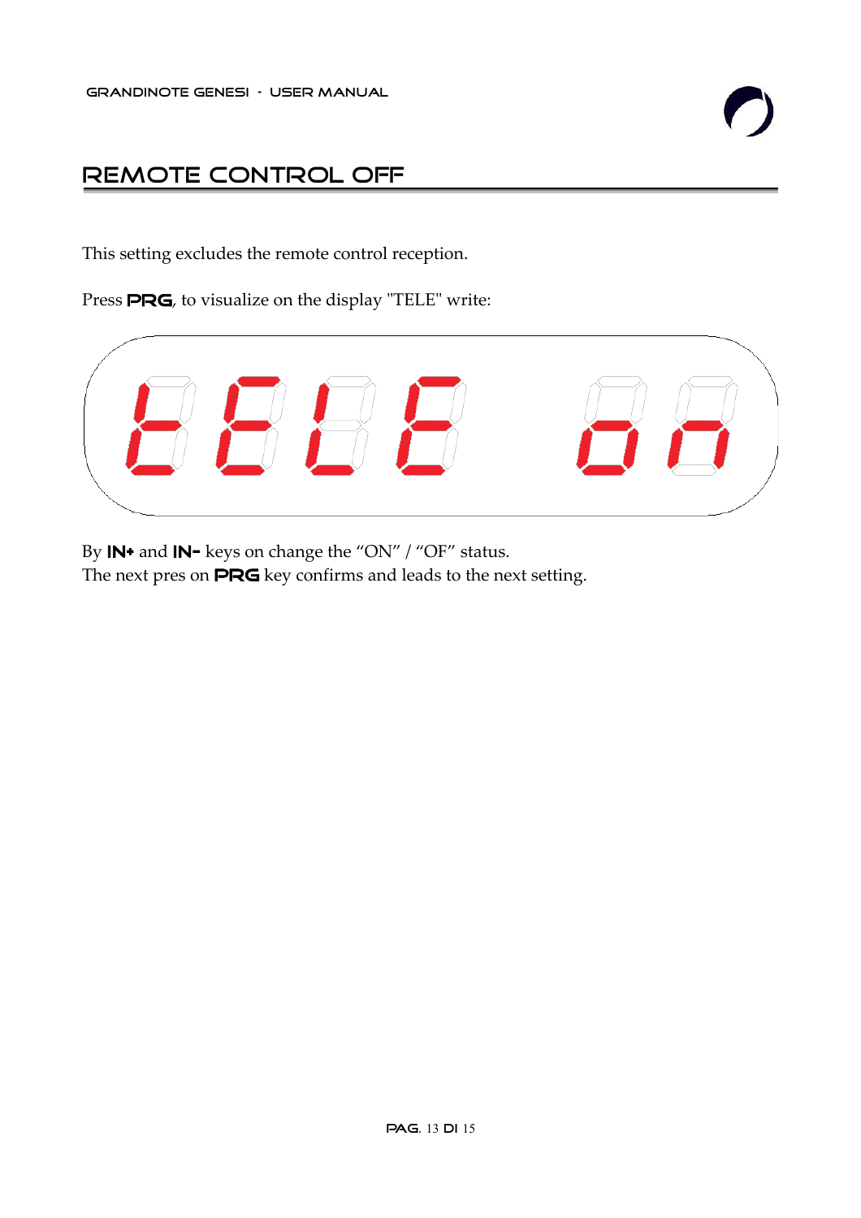# REMOTE CONTROL OFF

This setting excludes the remote control reception.

Press **PRG**, to visualize on the display "TELE" write:

By **IN+** and **IN-** keys on change the “ON” / “OF” status.
The next pres on **PRG** key confirms and leads to the next setting.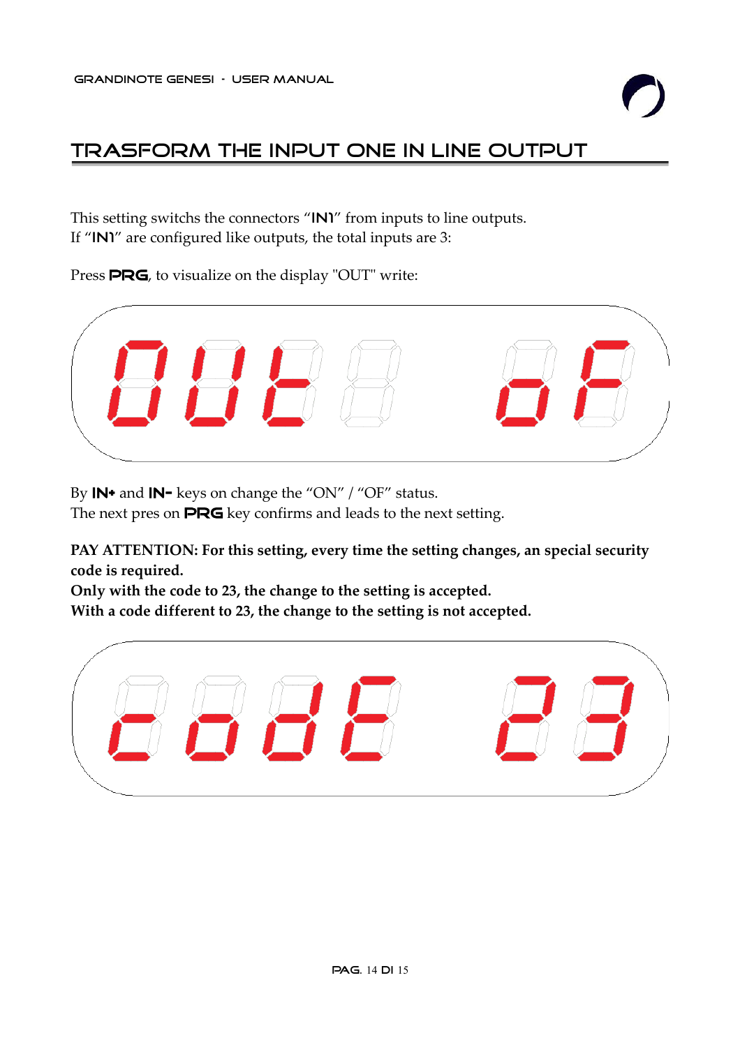# TRASFORM THE INPUT ONE IN LINE OUTPUT

This setting switchs the connectors "IN1" from inputs to line outputs.
If "IN1" are configured like outputs, the total inputs are 3:

Press **PRG**, to visualize on the display "OUT" write:

By **IN+** and **IN-** keys on change the "ON" / "OF" status.
The next pres on **PRG** key confirms and leads to the next setting.

**PAY ATTENTION: For this setting, every time the setting changes, an special security code is required.**
**Only with the code to 23, the change to the setting is accepted.**
**With a code different to 23, the change to the setting is not accepted.**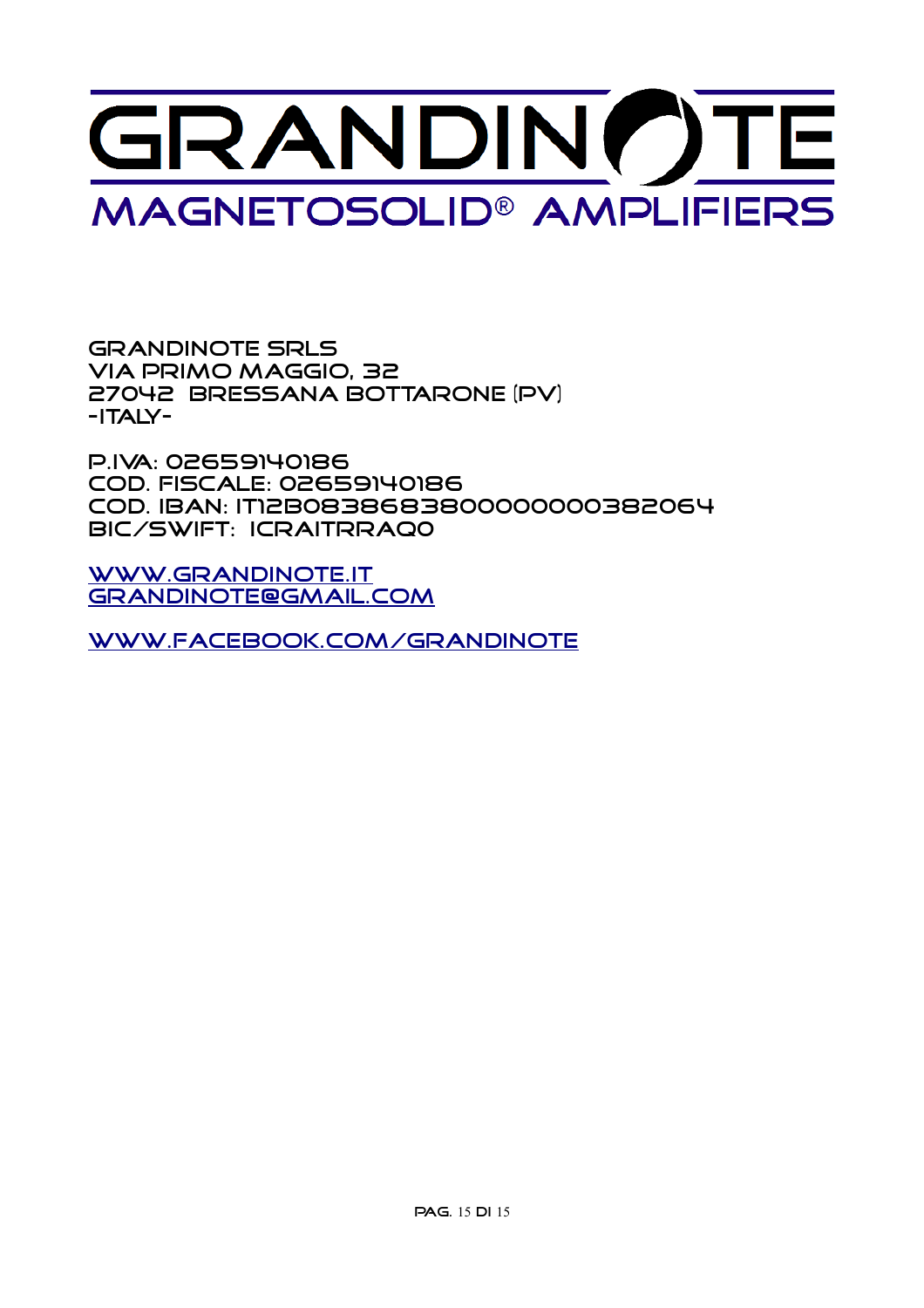# GRANDINOTE

## MAGNETOSOLID® AMPLIFIERS

GRANDINOTE SRLS
VIA PRIMO MAGGIO, 32
27042 BRESSANA BOTTARONE (PV)
-ITALY-

P.IVA: 02659140186
COD. FISCALE: 02659140186
COD. IBAN: IT12B0838683800000000382064
BIC/SWIFT: ICRAITRRAQ0

WWW.GRANDINOTE.IT
GRANDINOTE@GMAIL.COM

WWW.FACEBOOK.COM/GRANDINOTE